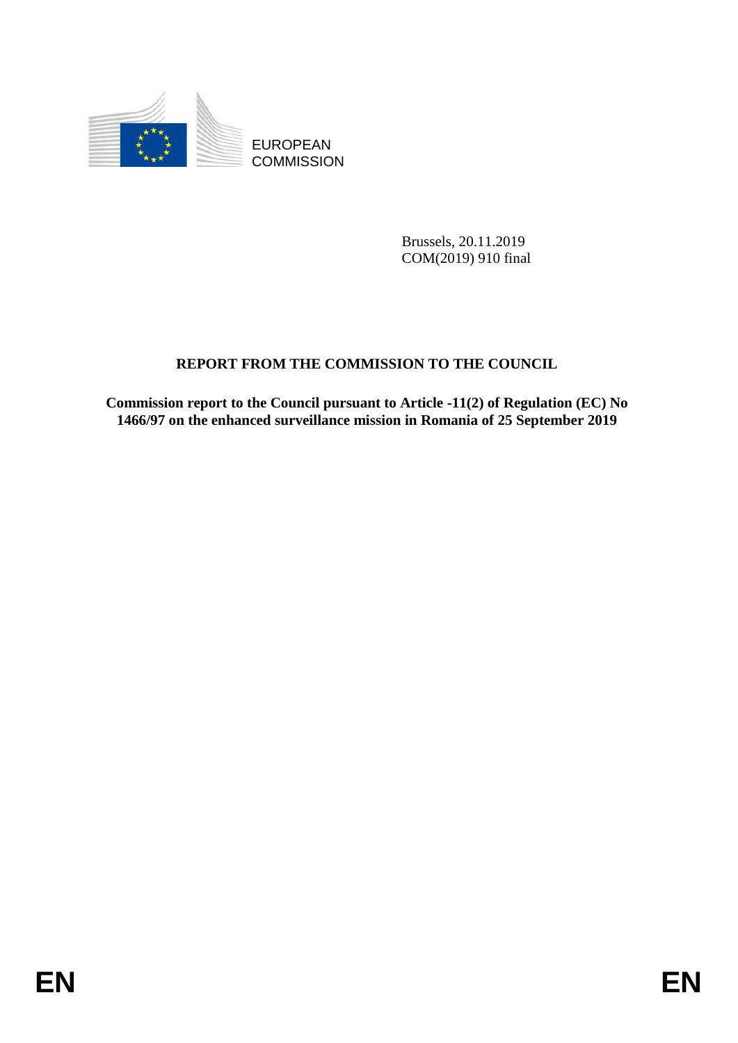EUROPEAN COMMISSION

Brussels, 20.11.2019
COM(2019) 910 final

# REPORT FROM THE COMMISSION TO THE COUNCIL

**Commission report to the Council pursuant to Article -11(2) of Regulation (EC) No 1466/97 on the enhanced surveillance mission in Romania of 25 September 2019**

EN EN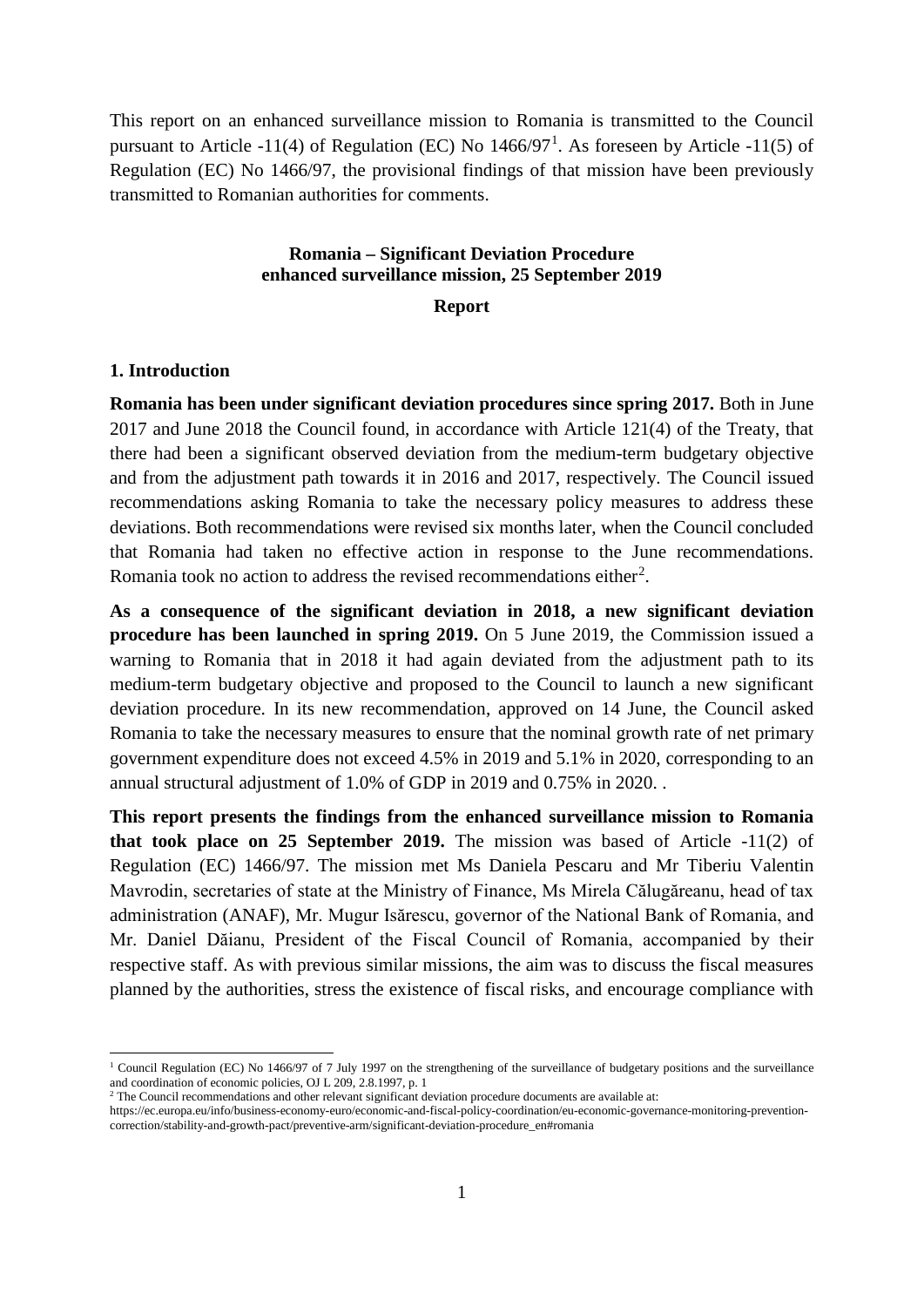This report on an enhanced surveillance mission to Romania is transmitted to the Council pursuant to Article -11(4) of Regulation (EC) No 1466/97[1]. As foreseen by Article -11(5) of Regulation (EC) No 1466/97, the provisional findings of that mission have been previously transmitted to Romanian authorities for comments.

**Romania – Significant Deviation Procedure**
**enhanced surveillance mission, 25 September 2019**

**Report**

## 1. Introduction

**Romania has been under significant deviation procedures since spring 2017.** Both in June 2017 and June 2018 the Council found, in accordance with Article 121(4) of the Treaty, that there had been a significant observed deviation from the medium-term budgetary objective and from the adjustment path towards it in 2016 and 2017, respectively. The Council issued recommendations asking Romania to take the necessary policy measures to address these deviations. Both recommendations were revised six months later, when the Council concluded that Romania had taken no effective action in response to the June recommendations. Romania took no action to address the revised recommendations either[2].

**As a consequence of the significant deviation in 2018, a new significant deviation procedure has been launched in spring 2019.** On 5 June 2019, the Commission issued a warning to Romania that in 2018 it had again deviated from the adjustment path to its medium-term budgetary objective and proposed to the Council to launch a new significant deviation procedure. In its new recommendation, approved on 14 June, the Council asked Romania to take the necessary measures to ensure that the nominal growth rate of net primary government expenditure does not exceed 4.5% in 2019 and 5.1% in 2020, corresponding to an annual structural adjustment of 1.0% of GDP in 2019 and 0.75% in 2020. .

**This report presents the findings from the enhanced surveillance mission to Romania that took place on 25 September 2019.** The mission was based of Article -11(2) of Regulation (EC) 1466/97. The mission met Ms Daniela Pescaru and Mr Tiberiu Valentin Mavrodin, secretaries of state at the Ministry of Finance, Ms Mirela Călugăreanu, head of tax administration (ANAF), Mr. Mugur Isărescu, governor of the National Bank of Romania, and Mr. Daniel Dăianu, President of the Fiscal Council of Romania, accompanied by their respective staff. As with previous similar missions, the aim was to discuss the fiscal measures planned by the authorities, stress the existence of fiscal risks, and encourage compliance with

[1] Council Regulation (EC) No 1466/97 of 7 July 1997 on the strengthening of the surveillance of budgetary positions and the surveillance and coordination of economic policies, OJ L 209, 2.8.1997, p. 1

[2] The Council recommendations and other relevant significant deviation procedure documents are available at: https://ec.europa.eu/info/business-economy-euro/economic-and-fiscal-policy-coordination/eu-economic-governance-monitoring-prevention-correction/stability-and-growth-pact/preventive-arm/significant-deviation-procedure_en#romania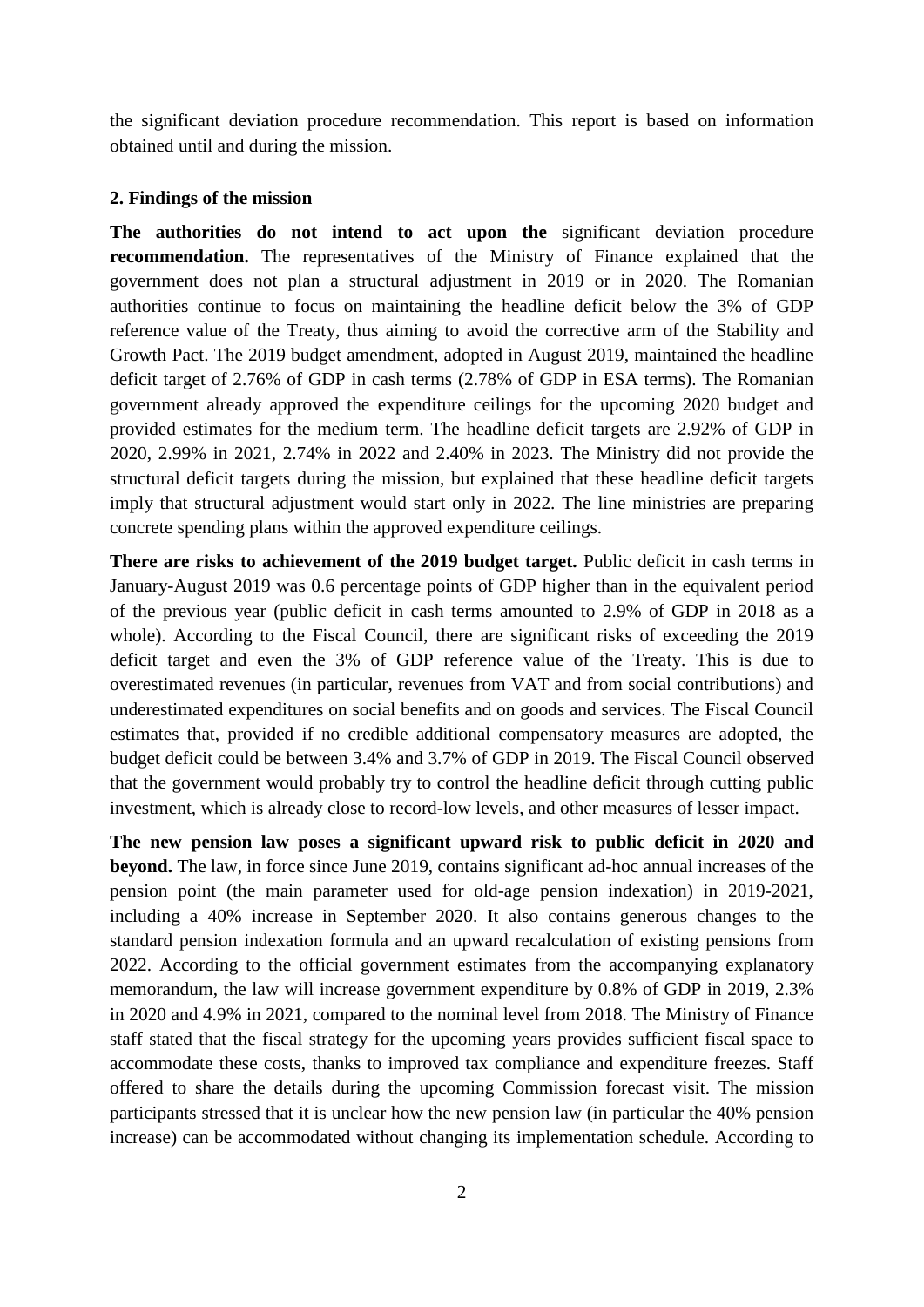the significant deviation procedure recommendation. This report is based on information obtained until and during the mission.

**2. Findings of the mission**

**The authorities do not intend to act upon the** significant deviation procedure **recommendation.** The representatives of the Ministry of Finance explained that the government does not plan a structural adjustment in 2019 or in 2020. The Romanian authorities continue to focus on maintaining the headline deficit below the 3% of GDP reference value of the Treaty, thus aiming to avoid the corrective arm of the Stability and Growth Pact. The 2019 budget amendment, adopted in August 2019, maintained the headline deficit target of 2.76% of GDP in cash terms (2.78% of GDP in ESA terms). The Romanian government already approved the expenditure ceilings for the upcoming 2020 budget and provided estimates for the medium term. The headline deficit targets are 2.92% of GDP in 2020, 2.99% in 2021, 2.74% in 2022 and 2.40% in 2023. The Ministry did not provide the structural deficit targets during the mission, but explained that these headline deficit targets imply that structural adjustment would start only in 2022. The line ministries are preparing concrete spending plans within the approved expenditure ceilings.

**There are risks to achievement of the 2019 budget target.** Public deficit in cash terms in January-August 2019 was 0.6 percentage points of GDP higher than in the equivalent period of the previous year (public deficit in cash terms amounted to 2.9% of GDP in 2018 as a whole). According to the Fiscal Council, there are significant risks of exceeding the 2019 deficit target and even the 3% of GDP reference value of the Treaty. This is due to overestimated revenues (in particular, revenues from VAT and from social contributions) and underestimated expenditures on social benefits and on goods and services. The Fiscal Council estimates that, provided if no credible additional compensatory measures are adopted, the budget deficit could be between 3.4% and 3.7% of GDP in 2019. The Fiscal Council observed that the government would probably try to control the headline deficit through cutting public investment, which is already close to record-low levels, and other measures of lesser impact.

**The new pension law poses a significant upward risk to public deficit in 2020 and beyond.** The law, in force since June 2019, contains significant ad-hoc annual increases of the pension point (the main parameter used for old-age pension indexation) in 2019-2021, including a 40% increase in September 2020. It also contains generous changes to the standard pension indexation formula and an upward recalculation of existing pensions from 2022. According to the official government estimates from the accompanying explanatory memorandum, the law will increase government expenditure by 0.8% of GDP in 2019, 2.3% in 2020 and 4.9% in 2021, compared to the nominal level from 2018. The Ministry of Finance staff stated that the fiscal strategy for the upcoming years provides sufficient fiscal space to accommodate these costs, thanks to improved tax compliance and expenditure freezes. Staff offered to share the details during the upcoming Commission forecast visit. The mission participants stressed that it is unclear how the new pension law (in particular the 40% pension increase) can be accommodated without changing its implementation schedule. According to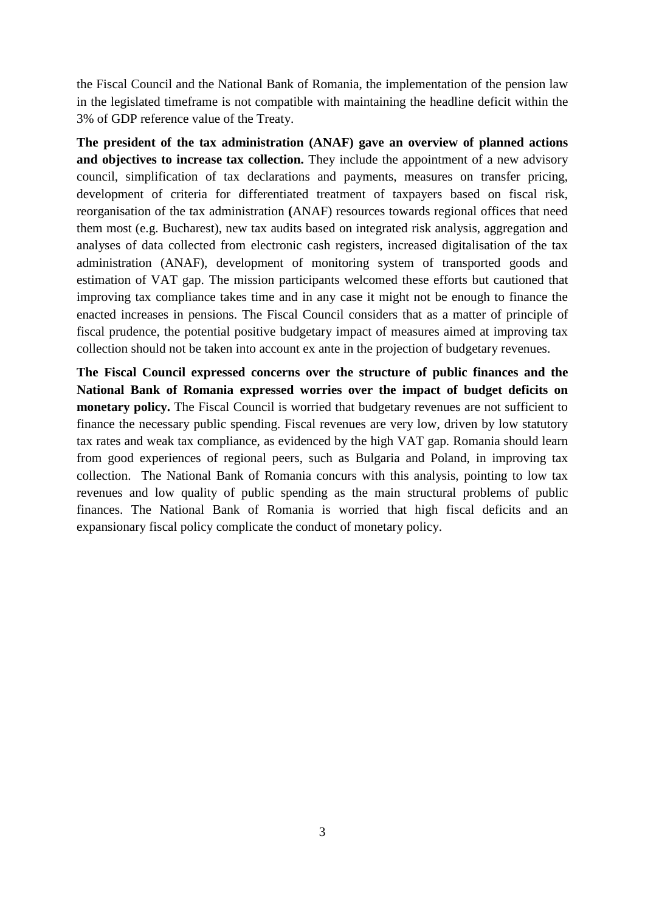the Fiscal Council and the National Bank of Romania, the implementation of the pension law in the legislated timeframe is not compatible with maintaining the headline deficit within the 3% of GDP reference value of the Treaty.

**The president of the tax administration (ANAF) gave an overview of planned actions and objectives to increase tax collection.** They include the appointment of a new advisory council, simplification of tax declarations and payments, measures on transfer pricing, development of criteria for differentiated treatment of taxpayers based on fiscal risk, reorganisation of the tax administration **(**ANAF) resources towards regional offices that need them most (e.g. Bucharest), new tax audits based on integrated risk analysis, aggregation and analyses of data collected from electronic cash registers, increased digitalisation of the tax administration (ANAF), development of monitoring system of transported goods and estimation of VAT gap. The mission participants welcomed these efforts but cautioned that improving tax compliance takes time and in any case it might not be enough to finance the enacted increases in pensions. The Fiscal Council considers that as a matter of principle of fiscal prudence, the potential positive budgetary impact of measures aimed at improving tax collection should not be taken into account ex ante in the projection of budgetary revenues.

**The Fiscal Council expressed concerns over the structure of public finances and the National Bank of Romania expressed worries over the impact of budget deficits on monetary policy.** The Fiscal Council is worried that budgetary revenues are not sufficient to finance the necessary public spending. Fiscal revenues are very low, driven by low statutory tax rates and weak tax compliance, as evidenced by the high VAT gap. Romania should learn from good experiences of regional peers, such as Bulgaria and Poland, in improving tax collection. The National Bank of Romania concurs with this analysis, pointing to low tax revenues and low quality of public spending as the main structural problems of public finances. The National Bank of Romania is worried that high fiscal deficits and an expansionary fiscal policy complicate the conduct of monetary policy.